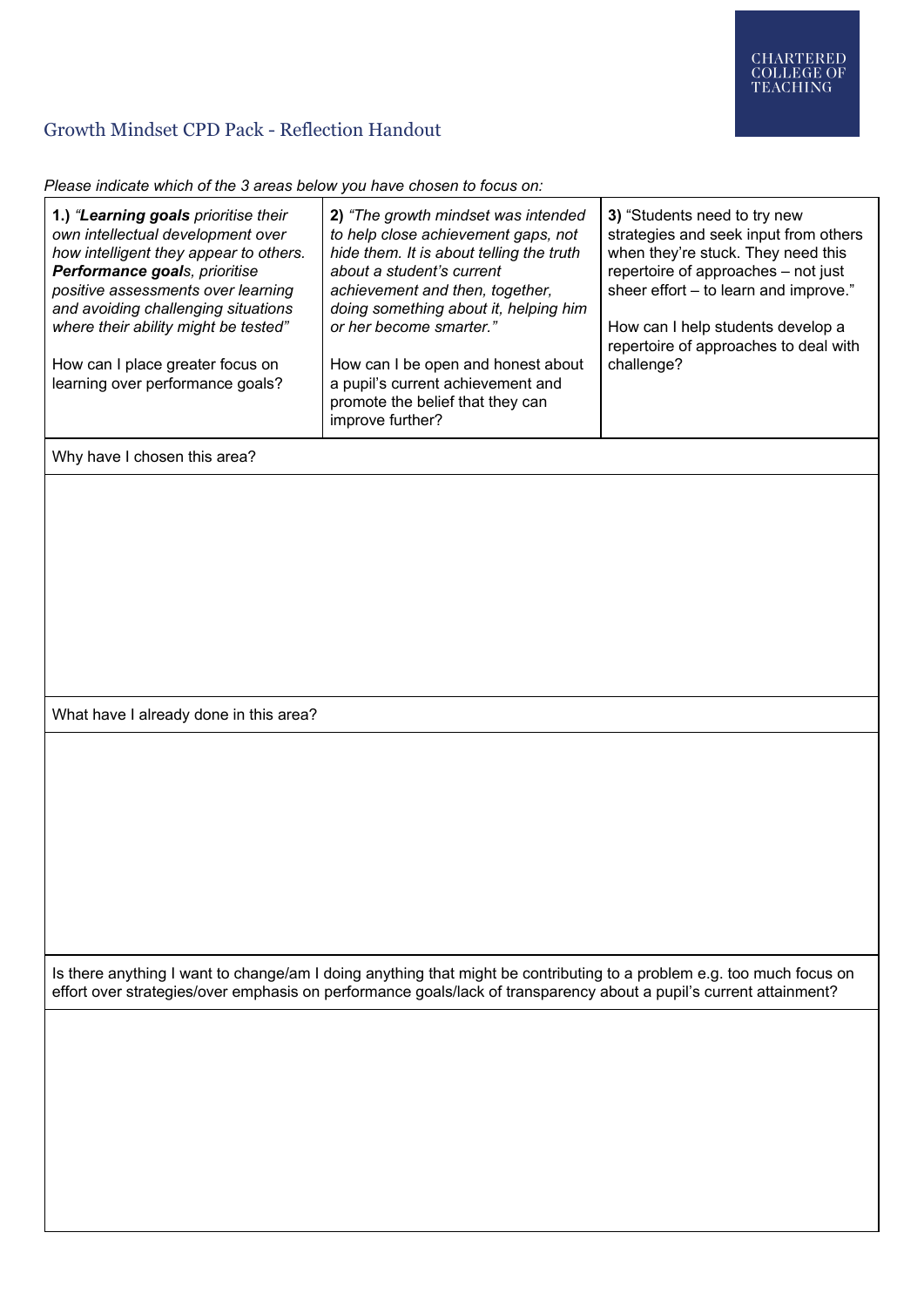CHARTERED COLLEGE OF TEACHING

# Growth Mindset CPD Pack - Reflection Handout

*Please indicate which of the 3 areas below you have chosen to focus on:*

| **1.)** *"**Learning goals** prioritise their own intellectual development over how intelligent they appear to others. **Performance goals**, prioritise positive assessments over learning and avoiding challenging situations where their ability might be tested"* <br><br> How can I place greater focus on learning over performance goals? | **2)** *"The growth mindset was intended to help close achievement gaps, not hide them. It is about telling the truth about a student's current achievement and then, together, doing something about it, helping him or her become smarter."* <br><br> How can I be open and honest about a pupil's current achievement and promote the belief that they can improve further? | **3)** "Students need to try new strategies and seek input from others when they're stuck. They need this repertoire of approaches – not just sheer effort – to learn and improve." <br><br> How can I help students develop a repertoire of approaches to deal with challenge? |
|---|---|---|

| Why have I chosen this area? |
|---|
| |

| What have I already done in this area? |
|---|
| |

| Is there anything I want to change/am I doing anything that might be contributing to a problem e.g. too much focus on effort over strategies/over emphasis on performance goals/lack of transparency about a pupil's current attainment? |
|---|
| |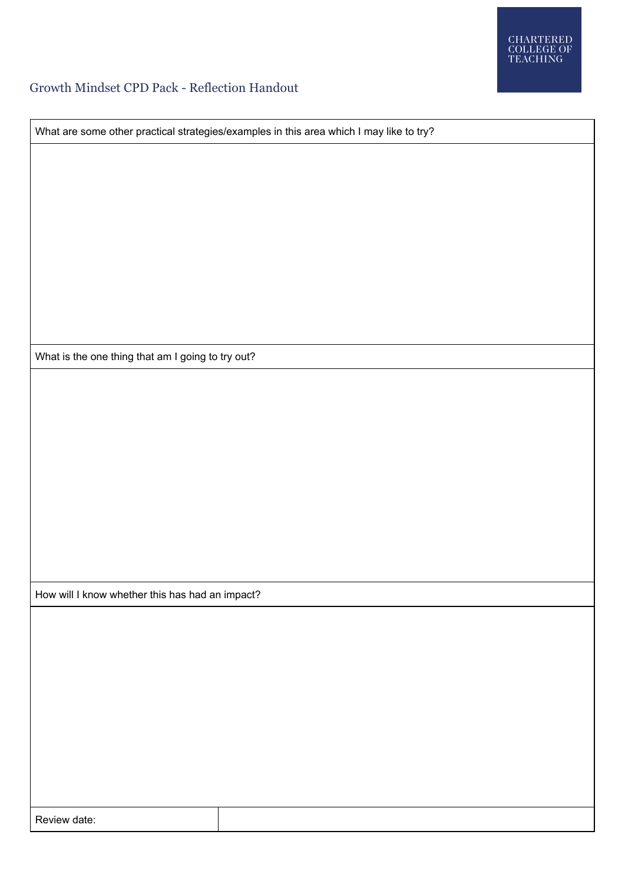CHARTERED COLLEGE OF TEACHING

## Growth Mindset CPD Pack - Reflection Handout

| What are some other practical strategies/examples in this area which I may like to try? | |
|---|---|
| | |
| What is the one thing that am I going to try out? | |
| | |
| How will I know whether this has had an impact? | |
| | |
| Review date: | |